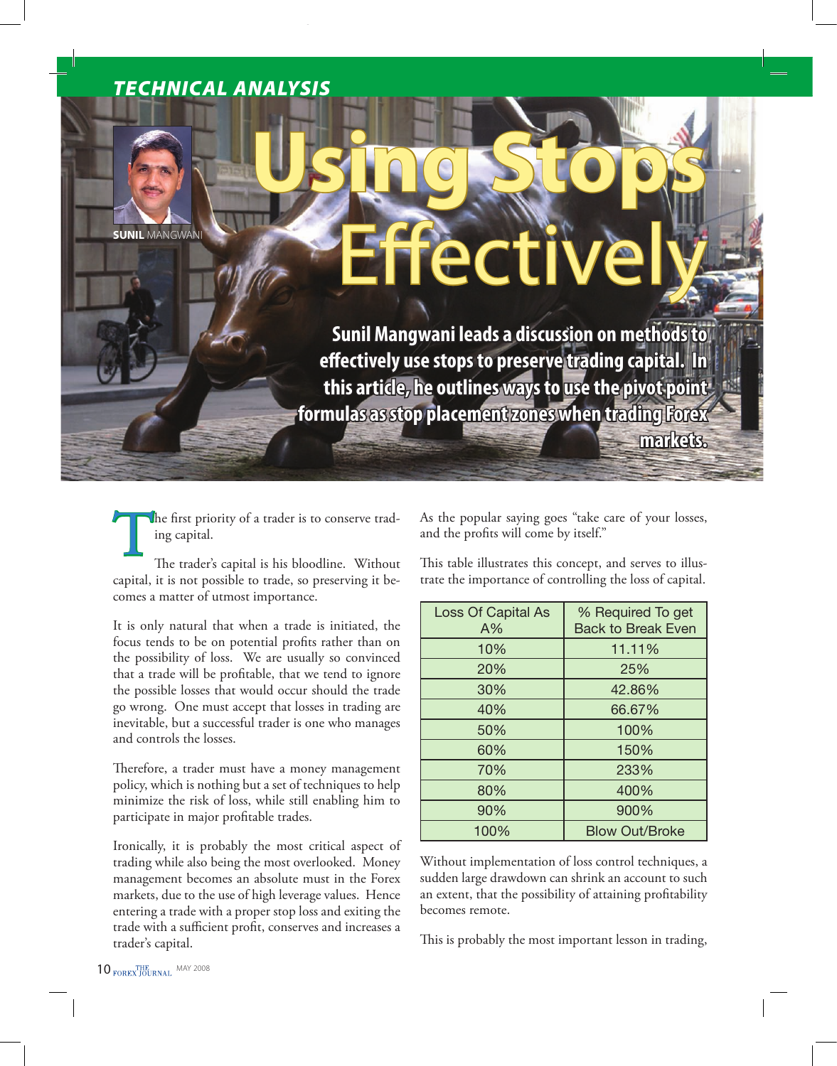*TECHNICAL ANALYSIS*

# Using Stops Effectively

**SUNIL** MANGWANI

**Sunil Mangwani leads a discussion on methods to effectively use stops to preserve trading capital. In this article, he outlines ways to use the pivot point formulas as stop placement zones when trading Forex markets.**

The first priority of a trader is to conserve trading capital.

The trader's capital is his bloodline. Without capital, it is not possible to trade, so preserving it becomes a matter of utmost importance.

It is only natural that when a trade is initiated, the focus tends to be on potential profits rather than on the possibility of loss. We are usually so convinced that a trade will be profitable, that we tend to ignore the possible losses that would occur should the trade go wrong. One must accept that losses in trading are inevitable, but a successful trader is one who manages and controls the losses.

Therefore, a trader must have a money management policy, which is nothing but a set of techniques to help minimize the risk of loss, while still enabling him to participate in major profitable trades.

Ironically, it is probably the most critical aspect of trading while also being the most overlooked. Money management becomes an absolute must in the Forex markets, due to the use of high leverage values. Hence entering a trade with a proper stop loss and exiting the trade with a sufficient profit, conserves and increases a trader's capital.

As the popular saying goes "take care of your losses, and the profits will come by itself."

This table illustrates this concept, and serves to illustrate the importance of controlling the loss of capital.

| Loss Of Capital As A% | % Required To get Back to Break Even |
|---|---|
| 10% | 11.11% |
| 20% | 25% |
| 30% | 42.86% |
| 40% | 66.67% |
| 50% | 100% |
| 60% | 150% |
| 70% | 233% |
| 80% | 400% |
| 90% | 900% |
| 100% | Blow Out/Broke |

Without implementation of loss control techniques, a sudden large drawdown can shrink an account to such an extent, that the possibility of attaining profitability becomes remote.

This is probably the most important lesson in trading,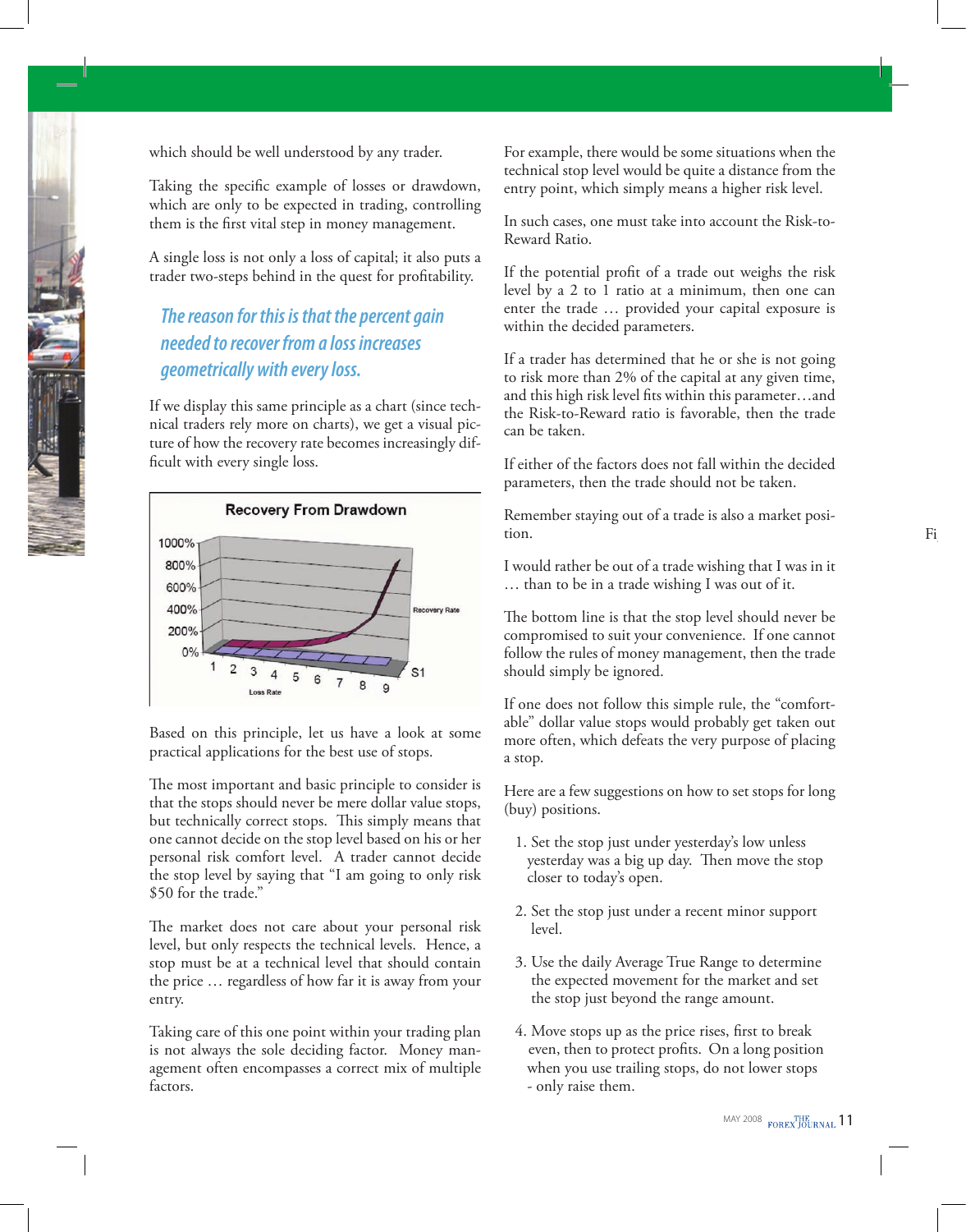which should be well understood by any trader.

Taking the specific example of losses or drawdown, which are only to be expected in trading, controlling them is the first vital step in money management.

A single loss is not only a loss of capital; it also puts a trader two-steps behind in the quest for profitability.

> *The reason for this is that the percent gain needed to recover from a loss increases geometrically with every loss.*

If we display this same principle as a chart (since technical traders rely more on charts), we get a visual picture of how the recovery rate becomes increasingly difficult with every single loss.

Based on this principle, let us have a look at some practical applications for the best use of stops.

The most important and basic principle to consider is that the stops should never be mere dollar value stops, but technically correct stops. This simply means that one cannot decide on the stop level based on his or her personal risk comfort level. A trader cannot decide the stop level by saying that "I am going to only risk $50 for the trade."

The market does not care about your personal risk level, but only respects the technical levels. Hence, a stop must be at a technical level that should contain the price … regardless of how far it is away from your entry.

Taking care of this one point within your trading plan is not always the sole deciding factor. Money management often encompasses a correct mix of multiple factors.

For example, there would be some situations when the technical stop level would be quite a distance from the entry point, which simply means a higher risk level.

In such cases, one must take into account the Risk-to-Reward Ratio.

If the potential profit of a trade out weighs the risk level by a 2 to 1 ratio at a minimum, then one can enter the trade … provided your capital exposure is within the decided parameters.

If a trader has determined that he or she is not going to risk more than 2% of the capital at any given time, and this high risk level fits within this parameter…and the Risk-to-Reward ratio is favorable, then the trade can be taken.

If either of the factors does not fall within the decided parameters, then the trade should not be taken.

Remember staying out of a trade is also a market position.

I would rather be out of a trade wishing that I was in it … than to be in a trade wishing I was out of it.

The bottom line is that the stop level should never be compromised to suit your convenience. If one cannot follow the rules of money management, then the trade should simply be ignored.

If one does not follow this simple rule, the "comfortable" dollar value stops would probably get taken out more often, which defeats the very purpose of placing a stop.

Here are a few suggestions on how to set stops for long (buy) positions.

1. Set the stop just under yesterday's low unless yesterday was a big up day. Then move the stop closer to today's open.
2. Set the stop just under a recent minor support level.
3. Use the daily Average True Range to determine the expected movement for the market and set the stop just beyond the range amount.
4. Move stops up as the price rises, first to break even, then to protect profits. On a long position when you use trailing stops, do not lower stops - only raise them.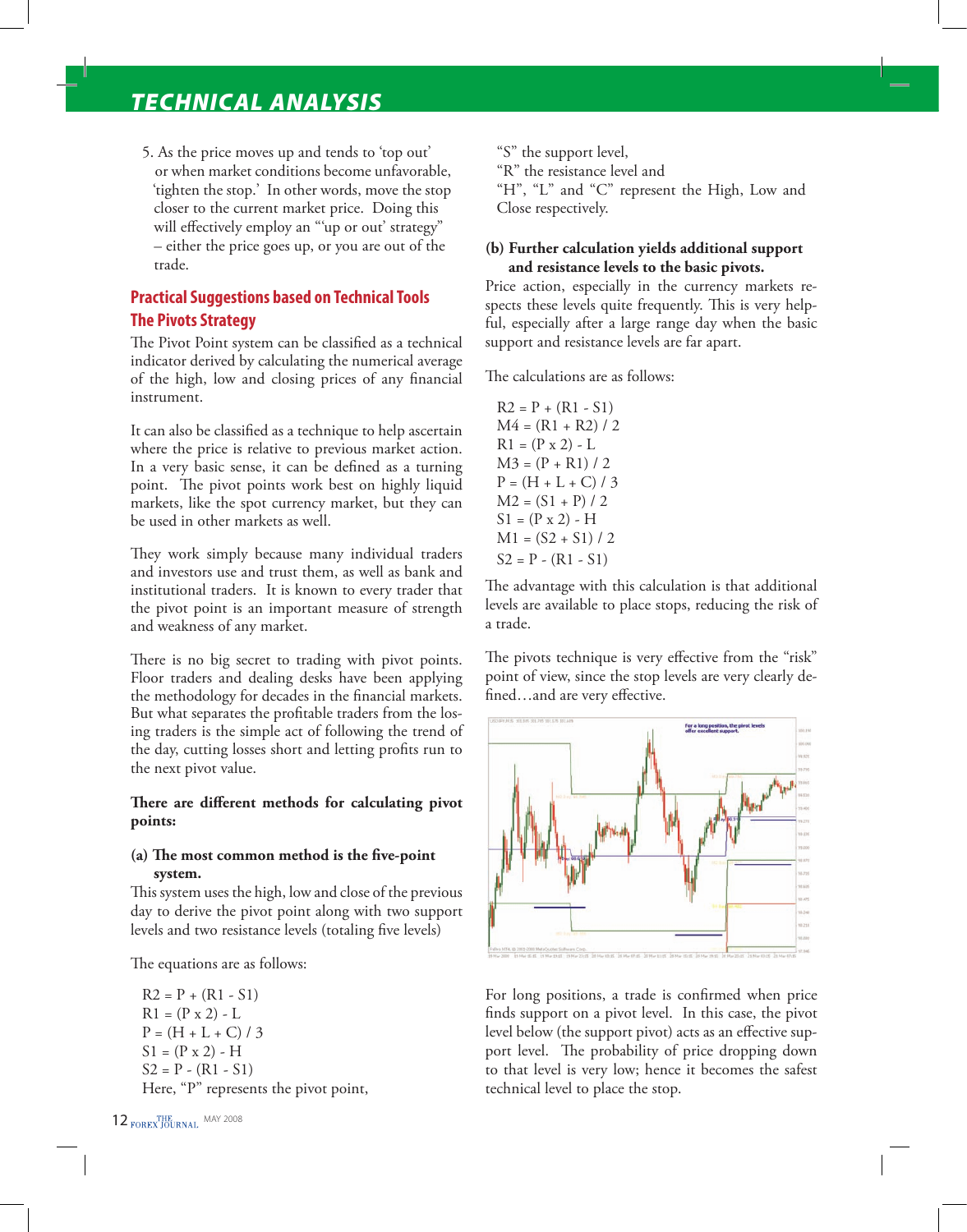5. As the price moves up and tends to 'top out' or when market conditions become unfavorable, 'tighten the stop.' In other words, move the stop closer to the current market price. Doing this will effectively employ an "'up or out' strategy" – either the price goes up, or you are out of the trade.

## Practical Suggestions based on Technical Tools

## The Pivots Strategy

The Pivot Point system can be classified as a technical indicator derived by calculating the numerical average of the high, low and closing prices of any financial instrument.

It can also be classified as a technique to help ascertain where the price is relative to previous market action. In a very basic sense, it can be defined as a turning point. The pivot points work best on highly liquid markets, like the spot currency market, but they can be used in other markets as well.

They work simply because many individual traders and investors use and trust them, as well as bank and institutional traders. It is known to every trader that the pivot point is an important measure of strength and weakness of any market.

There is no big secret to trading with pivot points. Floor traders and dealing desks have been applying the methodology for decades in the financial markets. But what separates the profitable traders from the losing traders is the simple act of following the trend of the day, cutting losses short and letting profits run to the next pivot value.

**There are different methods for calculating pivot points:**

**(a) The most common method is the five-point system.**

This system uses the high, low and close of the previous day to derive the pivot point along with two support levels and two resistance levels (totaling five levels)

The equations are as follows:

R2 = P + (R1 - S1)
R1 = (P x 2) - L
P = (H + L + C) / 3
S1 = (P x 2) - H
S2 = P - (R1 - S1)

Here, "P" represents the pivot point,
"S" the support level,
"R" the resistance level and
"H", "L" and "C" represent the High, Low and Close respectively.

**(b) Further calculation yields additional support and resistance levels to the basic pivots.**

Price action, especially in the currency markets respects these levels quite frequently. This is very helpful, especially after a large range day when the basic support and resistance levels are far apart.

The calculations are as follows:

R2 = P + (R1 - S1)
M4 = (R1 + R2) / 2
R1 = (P x 2) - L
M3 = (P + R1) / 2
P = (H + L + C) / 3
M2 = (S1 + P) / 2
S1 = (P x 2) - H
M1 = (S2 + S1) / 2
S2 = P - (R1 - S1)

The advantage with this calculation is that additional levels are available to place stops, reducing the risk of a trade.

The pivots technique is very effective from the "risk" point of view, since the stop levels are very clearly defined…and are very effective.

For long positions, a trade is confirmed when price finds support on a pivot level. In this case, the pivot level below (the support pivot) acts as an effective support level. The probability of price dropping down to that level is very low; hence it becomes the safest technical level to place the stop.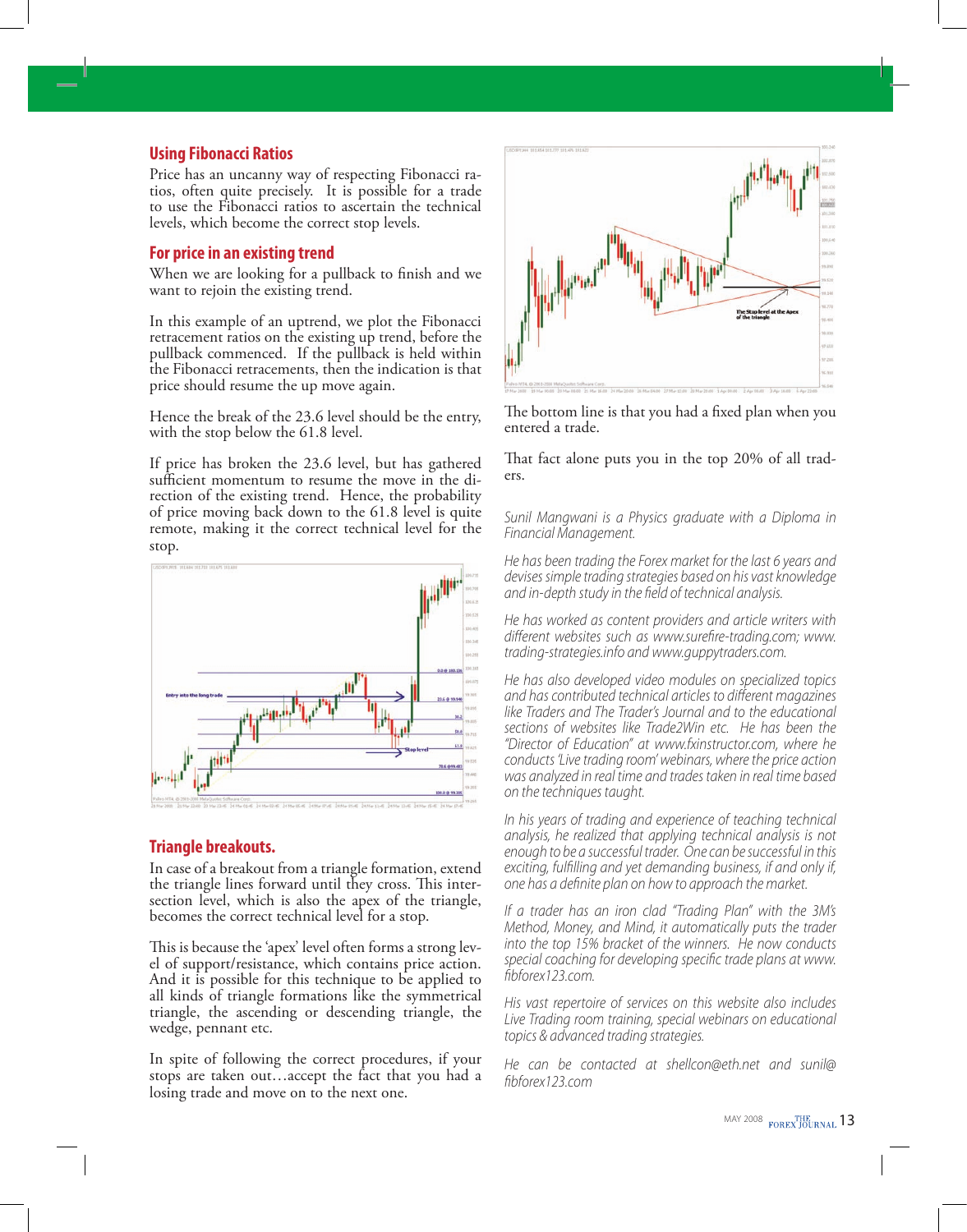## Using Fibonacci Ratios

Price has an uncanny way of respecting Fibonacci ratios, often quite precisely. It is possible for a trade to use the Fibonacci ratios to ascertain the technical levels, which become the correct stop levels.

## For price in an existing trend

When we are looking for a pullback to finish and we want to rejoin the existing trend.

In this example of an uptrend, we plot the Fibonacci retracement ratios on the existing up trend, before the pullback commenced. If the pullback is held within the Fibonacci retracements, then the indication is that price should resume the up move again.

Hence the break of the 23.6 level should be the entry, with the stop below the 61.8 level.

If price has broken the 23.6 level, but has gathered sufficient momentum to resume the move in the direction of the existing trend. Hence, the probability of price moving back down to the 61.8 level is quite remote, making it the correct technical level for the stop.

Entry into the long trade

Stop level

## Triangle breakouts.

In case of a breakout from a triangle formation, extend the triangle lines forward until they cross. This intersection level, which is also the apex of the triangle, becomes the correct technical level for a stop.

This is because the 'apex' level often forms a strong level of support/resistance, which contains price action. And it is possible for this technique to be applied to all kinds of triangle formations like the symmetrical triangle, the ascending or descending triangle, the wedge, pennant etc.

In spite of following the correct procedures, if your stops are taken out…accept the fact that you had a losing trade and move on to the next one.

The Stop level at the Apex of the triangle

The bottom line is that you had a fixed plan when you entered a trade.

That fact alone puts you in the top 20% of all traders.

*Sunil Mangwani is a Physics graduate with a Diploma in Financial Management.*

*He has been trading the Forex market for the last 6 years and devises simple trading strategies based on his vast knowledge and in-depth study in the field of technical analysis.*

*He has worked as content providers and article writers with different websites such as www.surefire-trading.com; www.trading-strategies.info and www.guppytraders.com.*

*He has also developed video modules on specialized topics and has contributed technical articles to different magazines like Traders and The Trader's Journal and to the educational sections of websites like Trade2Win etc. He has been the "Director of Education" at www.fxinstructor.com, where he conducts 'Live trading room' webinars, where the price action was analyzed in real time and trades taken in real time based on the techniques taught.*

*In his years of trading and experience of teaching technical analysis, he realized that applying technical analysis is not enough to be a successful trader. One can be successful in this exciting, fulfilling and yet demanding business, if and only if, one has a definite plan on how to approach the market.*

*If a trader has an iron clad "Trading Plan" with the 3M's Method, Money, and Mind, it automatically puts the trader into the top 15% bracket of the winners. He now conducts special coaching for developing specific trade plans at www.fibforex123.com.*

*His vast repertoire of services on this website also includes Live Trading room training, special webinars on educational topics & advanced trading strategies.*

*He can be contacted at shellcon@eth.net and sunil@fibforex123.com*